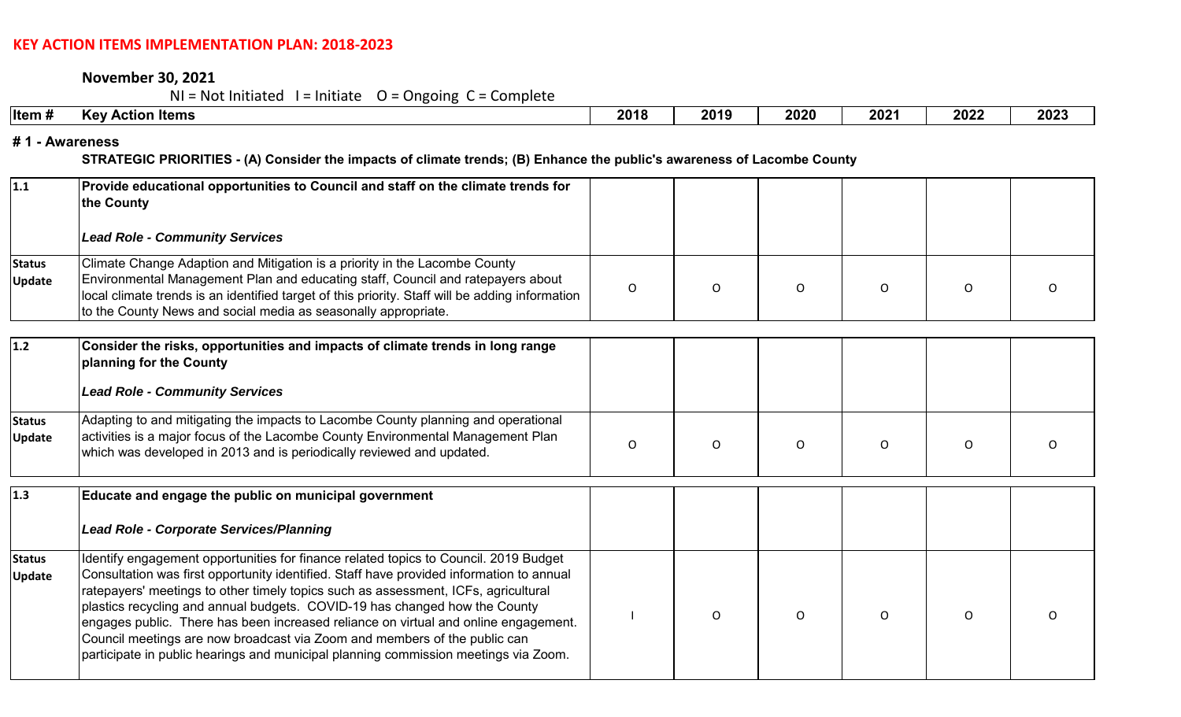# KEY ACTION ITEMS IMPLEMENTATION PLAN: 2018-2023

**November 30, 2021**

NI = Not Initiated I = Initiate O = Ongoing C = Complete

| Item # | Key Action Items | 2018 | 2019 | 2020 | 2021 | 2022 | 2023 |
|---|---|---|---|---|---|---|---|
| **# 1 - Awareness** | | | | | | | |
| | **STRATEGIC PRIORITIES - (A) Consider the impacts of climate trends; (B) Enhance the public's awareness of Lacombe County** | | | | | | |
| **1.1** | **Provide educational opportunities to Council and staff on the climate trends for the County**<br><br>***Lead Role - Community Services*** | | | | | | |
| **Status Update** | Climate Change Adaption and Mitigation is a priority in the Lacombe County Environmental Management Plan and educating staff, Council and ratepayers about local climate trends is an identified target of this priority. Staff will be adding information to the County News and social media as seasonally appropriate. | O | O | O | O | O | O |
| **1.2** | **Consider the risks, opportunities and impacts of climate trends in long range planning for the County**<br><br>***Lead Role - Community Services*** | | | | | | |
| **Status Update** | Adapting to and mitigating the impacts to Lacombe County planning and operational activities is a major focus of the Lacombe County Environmental Management Plan which was developed in 2013 and is periodically reviewed and updated. | O | O | O | O | O | O |
| **1.3** | **Educate and engage the public on municipal government**<br><br>***Lead Role - Corporate Services/Planning*** | | | | | | |
| **Status Update** | Identify engagement opportunities for finance related topics to Council. 2019 Budget Consultation was first opportunity identified. Staff have provided information to annual ratepayers' meetings to other timely topics such as assessment, ICFs, agricultural plastics recycling and annual budgets. COVID-19 has changed how the County engages public. There has been increased reliance on virtual and online engagement. Council meetings are now broadcast via Zoom and members of the public can participate in public hearings and municipal planning commission meetings via Zoom. | I | O | O | O | O | O |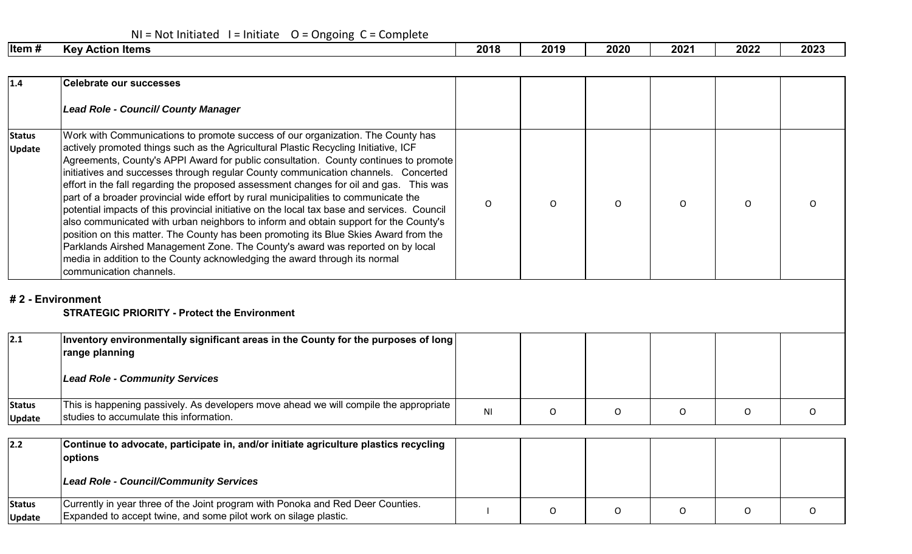NI = Not Initiated I = Initiate O = Ongoing C = Complete

| Item # | Key Action Items | 2018 | 2019 | 2020 | 2021 | 2022 | 2023 |
|---|---|---|---|---|---|---|---|
| 1.4 | **Celebrate our successes**<br><br>***Lead Role - Council/ County Manager*** | | | | | | |
| **Status Update** | Work with Communications to promote success of our organization. The County has actively promoted things such as the Agricultural Plastic Recycling Initiative, ICF Agreements, County's APPI Award for public consultation. County continues to promote initiatives and successes through regular County communication channels. Concerted effort in the fall regarding the proposed assessment changes for oil and gas. This was part of a broader provincial wide effort by rural municipalities to communicate the potential impacts of this provincial initiative on the local tax base and services. Council also communicated with urban neighbors to inform and obtain support for the County's position on this matter. The County has been promoting its Blue Skies Award from the Parklands Airshed Management Zone. The County's award was reported on by local media in addition to the County acknowledging the award through its normal communication channels. | O | O | O | O | O | O |

## # 2 - Environment

**STRATEGIC PRIORITY - Protect the Environment**

| Item # | Key Action Items | 2018 | 2019 | 2020 | 2021 | 2022 | 2023 |
|---|---|---|---|---|---|---|---|
| 2.1 | **Inventory environmentally significant areas in the County for the purposes of long range planning**<br><br>***Lead Role - Community Services*** | | | | | | |
| **Status Update** | This is happening passively. As developers move ahead we will compile the appropriate studies to accumulate this information. | NI | O | O | O | O | O |
| 2.2 | **Continue to advocate, participate in, and/or initiate agriculture plastics recycling options**<br><br>***Lead Role - Council/Community Services*** | | | | | | |
| **Status Update** | Currently in year three of the Joint program with Ponoka and Red Deer Counties. Expanded to accept twine, and some pilot work on silage plastic. | I | O | O | O | O | O |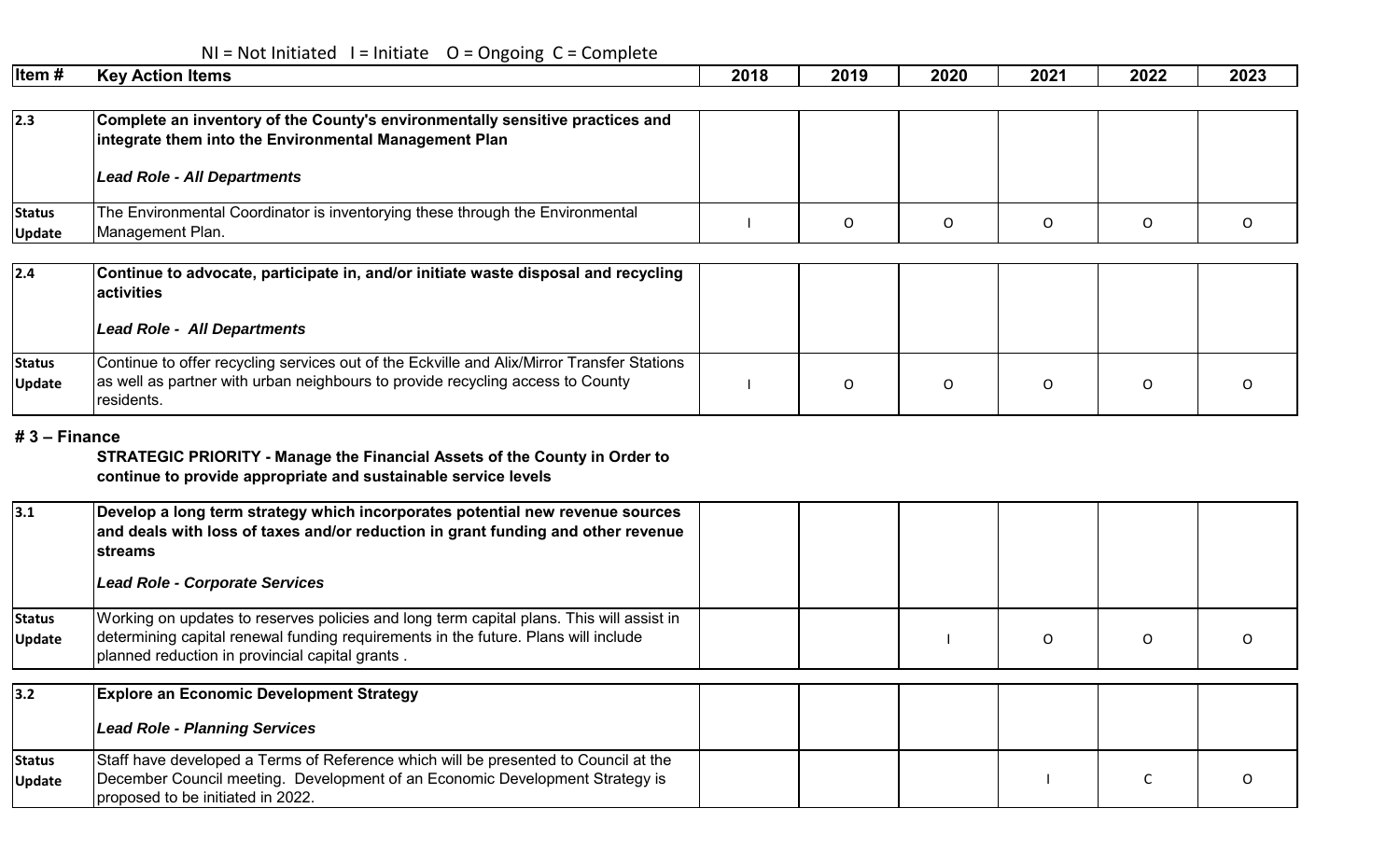NI = Not Initiated I = Initiate O = Ongoing C = Complete

| Item # | Key Action Items | 2018 | 2019 | 2020 | 2021 | 2022 | 2023 |
|---|---|---|---|---|---|---|---|
| 2.3 | **Complete an inventory of the County's environmentally sensitive practices and integrate them into the Environmental Management Plan**<br><br>***Lead Role - All Departments*** | | | | | | |
| Status Update | The Environmental Coordinator is inventorying these through the Environmental Management Plan. | I | O | O | O | O | O |
| 2.4 | **Continue to advocate, participate in, and/or initiate waste disposal and recycling activities**<br><br>***Lead Role - All Departments*** | | | | | | |
| Status Update | Continue to offer recycling services out of the Eckville and Alix/Mirror Transfer Stations as well as partner with urban neighbours to provide recycling access to County residents. | I | O | O | O | O | O |

## # 3 – Finance

**STRATEGIC PRIORITY - Manage the Financial Assets of the County in Order to continue to provide appropriate and sustainable service levels**

| Item # | Key Action Items | 2018 | 2019 | 2020 | 2021 | 2022 | 2023 |
|---|---|---|---|---|---|---|---|
| 3.1 | **Develop a long term strategy which incorporates potential new revenue sources and deals with loss of taxes and/or reduction in grant funding and other revenue streams**<br><br>***Lead Role - Corporate Services*** | | | | | | |
| Status Update | Working on updates to reserves policies and long term capital plans. This will assist in determining capital renewal funding requirements in the future. Plans will include planned reduction in provincial capital grants . | | | I | O | O | O |
| 3.2 | **Explore an Economic Development Strategy**<br><br>***Lead Role - Planning Services*** | | | | | | |
| Status Update | Staff have developed a Terms of Reference which will be presented to Council at the December Council meeting. Development of an Economic Development Strategy is proposed to be initiated in 2022. | | | | I | C | O |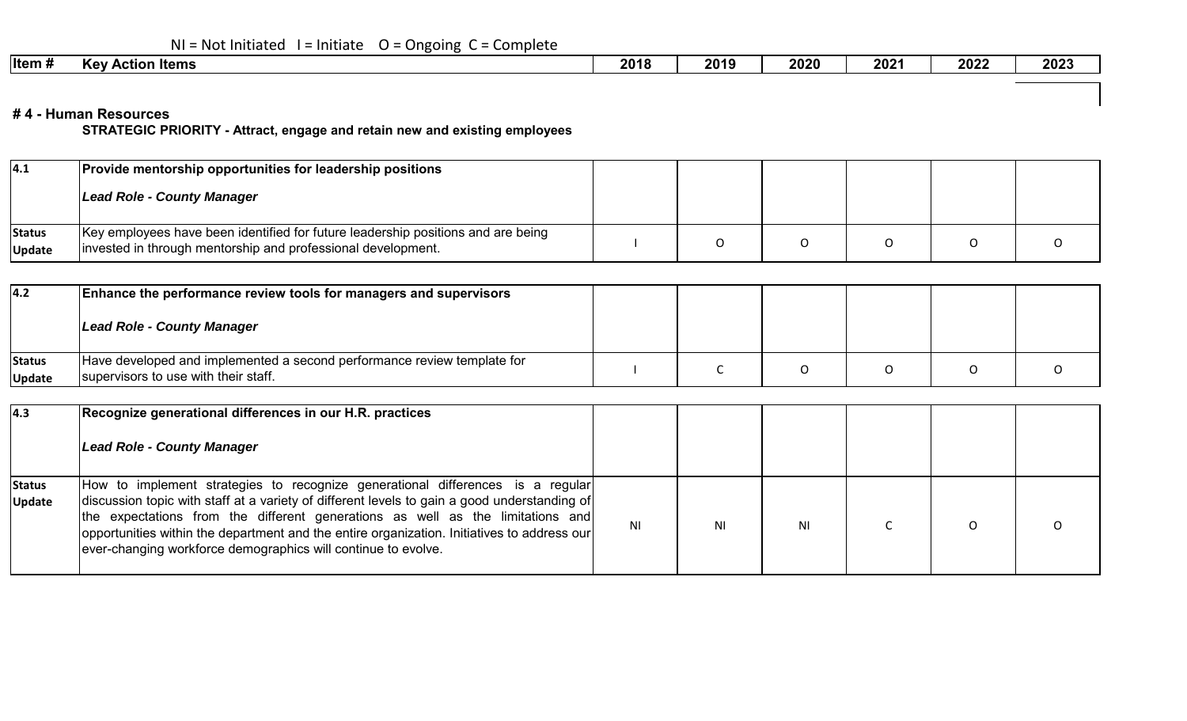NI = Not Initiated I = Initiate O = Ongoing C = Complete

# 4 - Human Resources

**STRATEGIC PRIORITY - Attract, engage and retain new and existing employees**

| Item # | Key Action Items | 2018 | 2019 | 2020 | 2021 | 2022 | 2023 |
|---|---|---|---|---|---|---|---|
| **4.1** | **Provide mentorship opportunities for leadership positions**<br>***Lead Role - County Manager*** | | | | | | |
| **Status Update** | Key employees have been identified for future leadership positions and are being invested in through mentorship and professional development. | I | O | O | O | O | O |
| **4.2** | **Enhance the performance review tools for managers and supervisors**<br>***Lead Role - County Manager*** | | | | | | |
| **Status Update** | Have developed and implemented a second performance review template for supervisors to use with their staff. | I | C | O | O | O | O |
| **4.3** | **Recognize generational differences in our H.R. practices**<br>***Lead Role - County Manager*** | | | | | | |
| **Status Update** | How to implement strategies to recognize generational differences is a regular discussion topic with staff at a variety of different levels to gain a good understanding of the expectations from the different generations as well as the limitations and opportunities within the department and the entire organization. Initiatives to address our ever-changing workforce demographics will continue to evolve. | NI | NI | NI | C | O | O |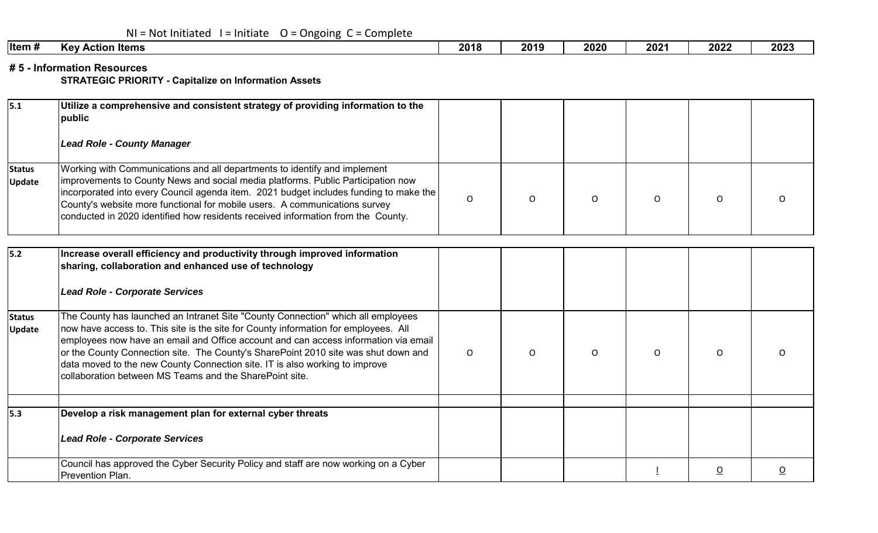NI = Not Initiated   I = Initiate   O = Ongoing  C = Complete

| Item # | Key Action Items | 2018 | 2019 | 2020 | 2021 | 2022 | 2023 |
|---|---|---|---|---|---|---|---|
| **# 5 - Information Resources** | **STRATEGIC PRIORITY - Capitalize on Information Assets** | | | | | | |
| **5.1** | **Utilize a comprehensive and consistent strategy of providing information to the public**<br><br>***Lead Role - County Manager*** | | | | | | |
| **Status Update** | Working with Communications and all departments to identify and implement improvements to County News and social media platforms. Public Participation now incorporated into every Council agenda item. 2021 budget includes funding to make the County's website more functional for mobile users. A communications survey conducted in 2020 identified how residents received information from the County. | O | O | O | O | O | O |
| **5.2** | **Increase overall efficiency and productivity through improved information sharing, collaboration and enhanced use of technology**<br><br>***Lead Role - Corporate Services*** | | | | | | |
| **Status Update** | The County has launched an Intranet Site "County Connection" which all employees now have access to. This site is the site for County information for employees. All employees now have an email and Office account and can access information via email or the County Connection site. The County's SharePoint 2010 site was shut down and data moved to the new County Connection site. IT is also working to improve collaboration between MS Teams and the SharePoint site. | O | O | O | O | O | O |
| **5.3** | **Develop a risk management plan for external cyber threats**<br><br>***Lead Role - Corporate Services*** | | | | | | |
| | Council has approved the Cyber Security Policy and staff are now working on a Cyber Prevention Plan. | | | | I | O | O |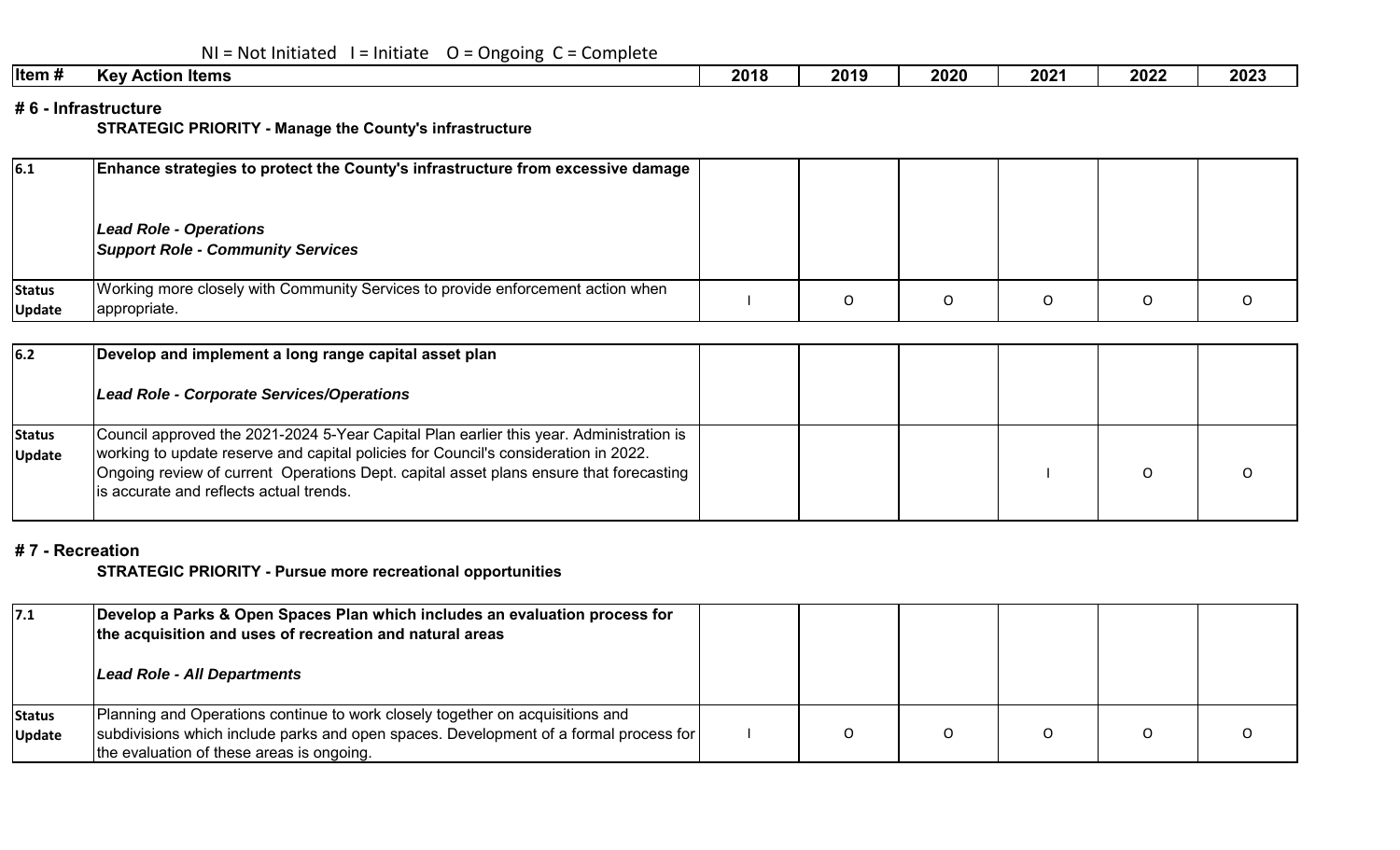NI = Not Initiated  I = Initiate  O = Ongoing  C = Complete

| Item # | Key Action Items | 2018 | 2019 | 2020 | 2021 | 2022 | 2023 |
|---|---|---|---|---|---|---|---|

## # 6 - Infrastructure

**STRATEGIC PRIORITY - Manage the County's infrastructure**

| Item # | Key Action Items | 2018 | 2019 | 2020 | 2021 | 2022 | 2023 |
|---|---|---|---|---|---|---|---|
| **6.1** | **Enhance strategies to protect the County's infrastructure from excessive damage**<br><br>***Lead Role - Operations***<br>***Support Role - Community Services*** | | | | | | |
| **Status Update** | Working more closely with Community Services to provide enforcement action when appropriate. | I | O | O | O | O | O |

| Item # | Key Action Items | 2018 | 2019 | 2020 | 2021 | 2022 | 2023 |
|---|---|---|---|---|---|---|---|
| **6.2** | **Develop and implement a long range capital asset plan**<br><br>***Lead Role - Corporate Services/Operations*** | | | | | | |
| **Status Update** | Council approved the 2021-2024 5-Year Capital Plan earlier this year. Administration is working to update reserve and capital policies for Council's consideration in 2022. Ongoing review of current Operations Dept. capital asset plans ensure that forecasting is accurate and reflects actual trends. | | | | I | O | O |

## # 7 - Recreation

**STRATEGIC PRIORITY - Pursue more recreational opportunities**

| Item # | Key Action Items | 2018 | 2019 | 2020 | 2021 | 2022 | 2023 |
|---|---|---|---|---|---|---|---|
| **7.1** | **Develop a Parks & Open Spaces Plan which includes an evaluation process for the acquisition and uses of recreation and natural areas**<br><br>***Lead Role - All Departments*** | | | | | | |
| **Status Update** | Planning and Operations continue to work closely together on acquisitions and subdivisions which include parks and open spaces. Development of a formal process for the evaluation of these areas is ongoing. | I | O | O | O | O | O |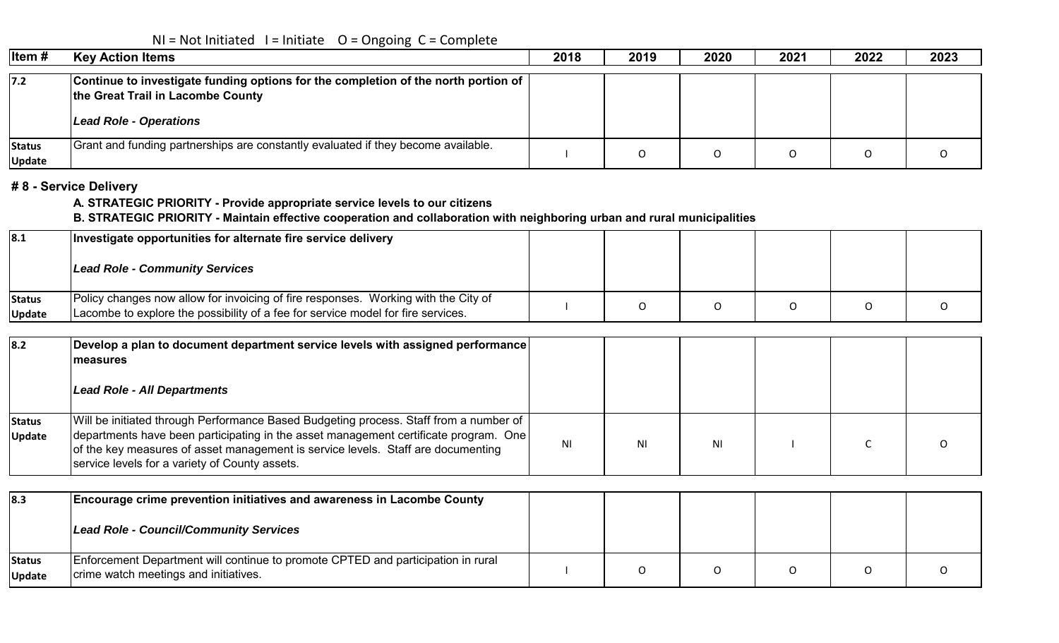NI = Not Initiated I = Initiate O = Ongoing C = Complete

| Item # | Key Action Items | 2018 | 2019 | 2020 | 2021 | 2022 | 2023 |
|---|---|---|---|---|---|---|---|
| 7.2 | **Continue to investigate funding options for the completion of the north portion of the Great Trail in Lacombe County**<br><br>***Lead Role - Operations*** | | | | | | |
| **Status Update** | Grant and funding partnerships are constantly evaluated if they become available. | I | O | O | O | O | O |

## # 8 - Service Delivery

**A. STRATEGIC PRIORITY - Provide appropriate service levels to our citizens**

**B. STRATEGIC PRIORITY - Maintain effective cooperation and collaboration with neighboring urban and rural municipalities**

| Item # | Key Action Items | 2018 | 2019 | 2020 | 2021 | 2022 | 2023 |
|---|---|---|---|---|---|---|---|
| 8.1 | **Investigate opportunities for alternate fire service delivery**<br><br>***Lead Role - Community Services*** | | | | | | |
| **Status Update** | Policy changes now allow for invoicing of fire responses. Working with the City of Lacombe to explore the possibility of a fee for service model for fire services. | I | O | O | O | O | O |
| 8.2 | **Develop a plan to document department service levels with assigned performance measures**<br><br>***Lead Role - All Departments*** | | | | | | |
| **Status Update** | Will be initiated through Performance Based Budgeting process. Staff from a number of departments have been participating in the asset management certificate program. One of the key measures of asset management is service levels. Staff are documenting service levels for a variety of County assets. | NI | NI | NI | I | C | O |
| 8.3 | **Encourage crime prevention initiatives and awareness in Lacombe County**<br><br>***Lead Role - Council/Community Services*** | | | | | | |
| **Status Update** | Enforcement Department will continue to promote CPTED and participation in rural crime watch meetings and initiatives. | I | O | O | O | O | O |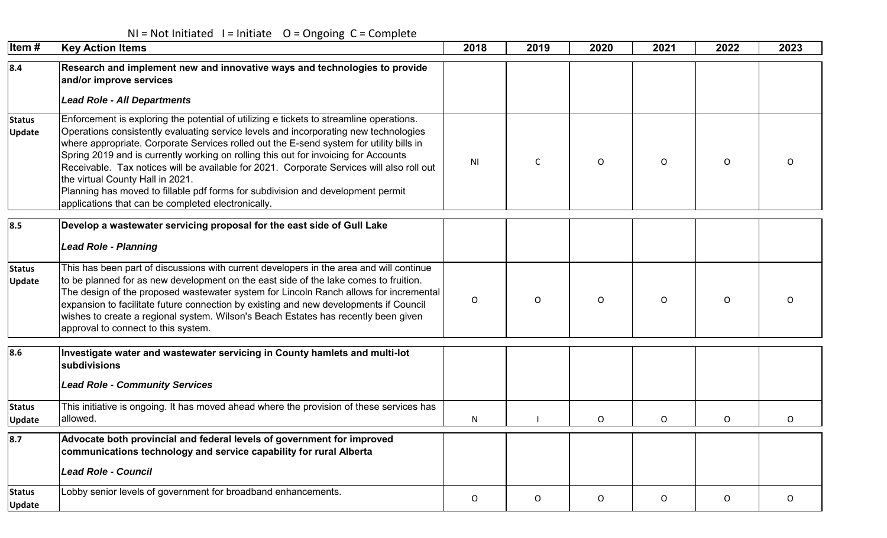NI = Not Initiated I = Initiate O = Ongoing C = Complete

| Item # | Key Action Items | 2018 | 2019 | 2020 | 2021 | 2022 | 2023 |
|---|---|---|---|---|---|---|---|
| **8.4** | **Research and implement new and innovative ways and technologies to provide and/or improve services**<br><br>***Lead Role - All Departments*** | | | | | | |
| **Status Update** | Enforcement is exploring the potential of utilizing e tickets to streamline operations. Operations consistently evaluating service levels and incorporating new technologies where appropriate. Corporate Services rolled out the E-send system for utility bills in Spring 2019 and is currently working on rolling this out for invoicing for Accounts Receivable. Tax notices will be available for 2021. Corporate Services will also roll out the virtual County Hall in 2021.<br>Planning has moved to fillable pdf forms for subdivision and development permit applications that can be completed electronically. | NI | C | O | O | O | O |
| **8.5** | **Develop a wastewater servicing proposal for the east side of Gull Lake**<br><br>***Lead Role - Planning*** | | | | | | |
| **Status Update** | This has been part of discussions with current developers in the area and will continue to be planned for as new development on the east side of the lake comes to fruition. The design of the proposed wastewater system for Lincoln Ranch allows for incremental expansion to facilitate future connection by existing and new developments if Council wishes to create a regional system. Wilson's Beach Estates has recently been given approval to connect to this system. | O | O | O | O | O | O |
| **8.6** | **Investigate water and wastewater servicing in County hamlets and multi-lot subdivisions**<br><br>***Lead Role - Community Services*** | | | | | | |
| **Status Update** | This initiative is ongoing. It has moved ahead where the provision of these services has allowed. | N | I | O | O | O | O |
| **8.7** | **Advocate both provincial and federal levels of government for improved communications technology and service capability for rural Alberta**<br><br>***Lead Role - Council*** | | | | | | |
| **Status Update** | Lobby senior levels of government for broadband enhancements. | O | O | O | O | O | O |